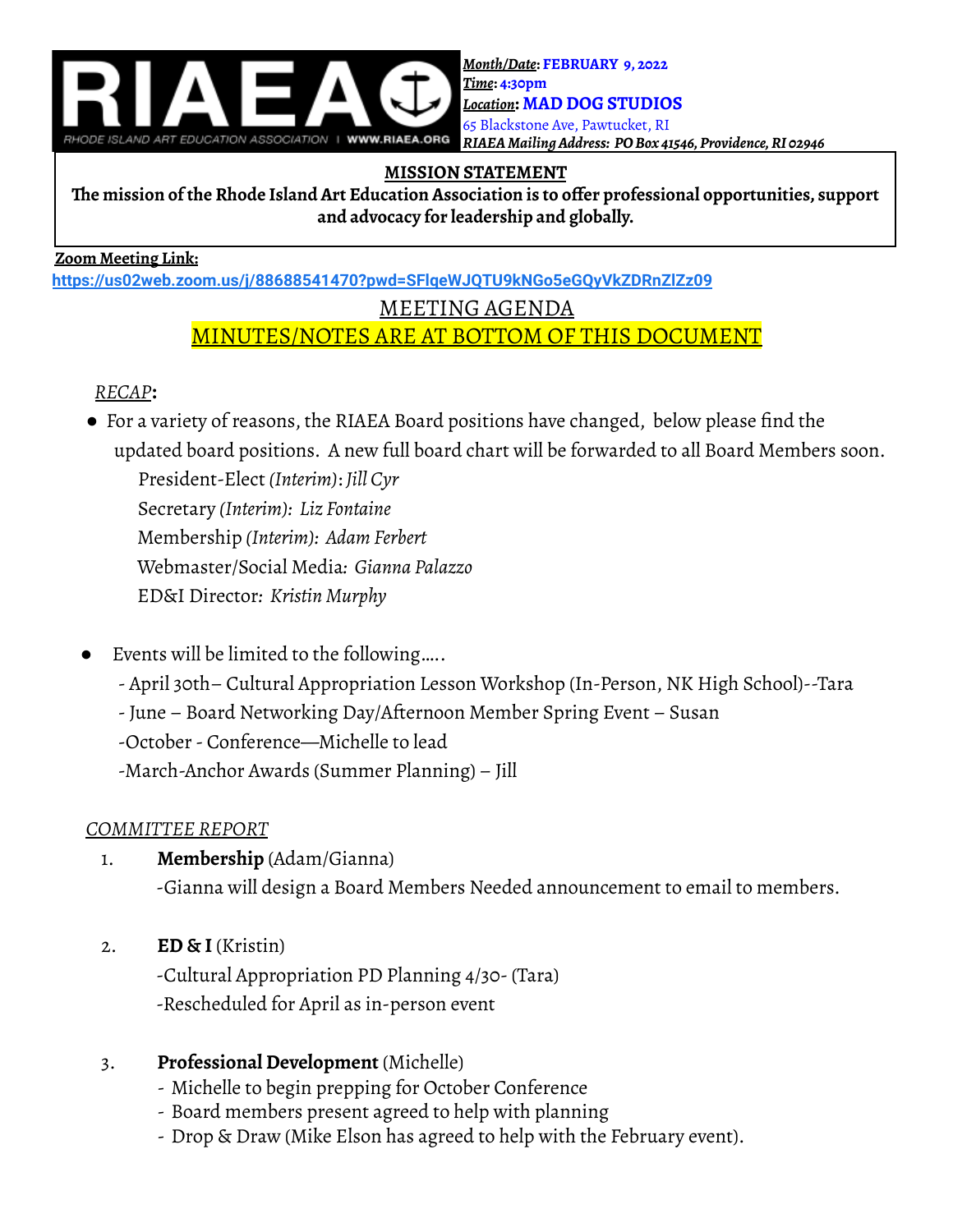RIAEA RHODE ISLAND ART EDUCATION ASSOCIATION | WWW.RIAEA.ORG

***Month/Date*: FEBRUARY 9, 2022**
***Time*: 4:30pm**
***Location*: MAD DOG STUDIOS**
65 Blackstone Ave, Pawtucket, RI
***RIAEA Mailing Address: PO Box 41546, Providence, RI 02946***

**MISSION STATEMENT**

**The mission of the Rhode Island Art Education Association is to offer professional opportunities, support and advocacy for leadership and globally.**

**Zoom Meeting Link:**
**https://us02web.zoom.us/j/88688541470?pwd=SFlqeWJQTU9kNGo5eGQyVkZDRnZlZz09**

# MEETING AGENDA

## MINUTES/NOTES ARE AT BOTTOM OF THIS DOCUMENT

*RECAP*:

- For a variety of reasons, the RIAEA Board positions have changed, below please find the updated board positions. A new full board chart will be forwarded to all Board Members soon.
  - President-Elect *(Interim)*: *Jill Cyr*
  - Secretary *(Interim): Liz Fontaine*
  - Membership *(Interim): Adam Ferbert*
  - Webmaster/Social Media*: Gianna Palazzo*
  - ED&I Director*: Kristin Murphy*

- Events will be limited to the following…..
  - April 30th– Cultural Appropriation Lesson Workshop (In-Person, NK High School)--Tara
  - June – Board Networking Day/Afternoon Member Spring Event – Susan
  - October - Conference—Michelle to lead
  - March-Anchor Awards (Summer Planning) – Jill

*COMMITTEE REPORT*

1. **Membership** (Adam/Gianna)
   -Gianna will design a Board Members Needed announcement to email to members.

2. **ED & I** (Kristin)
   -Cultural Appropriation PD Planning 4/30- (Tara)
   -Rescheduled for April as in-person event

3. **Professional Development** (Michelle)
   - Michelle to begin prepping for October Conference
   - Board members present agreed to help with planning
   - Drop & Draw (Mike Elson has agreed to help with the February event).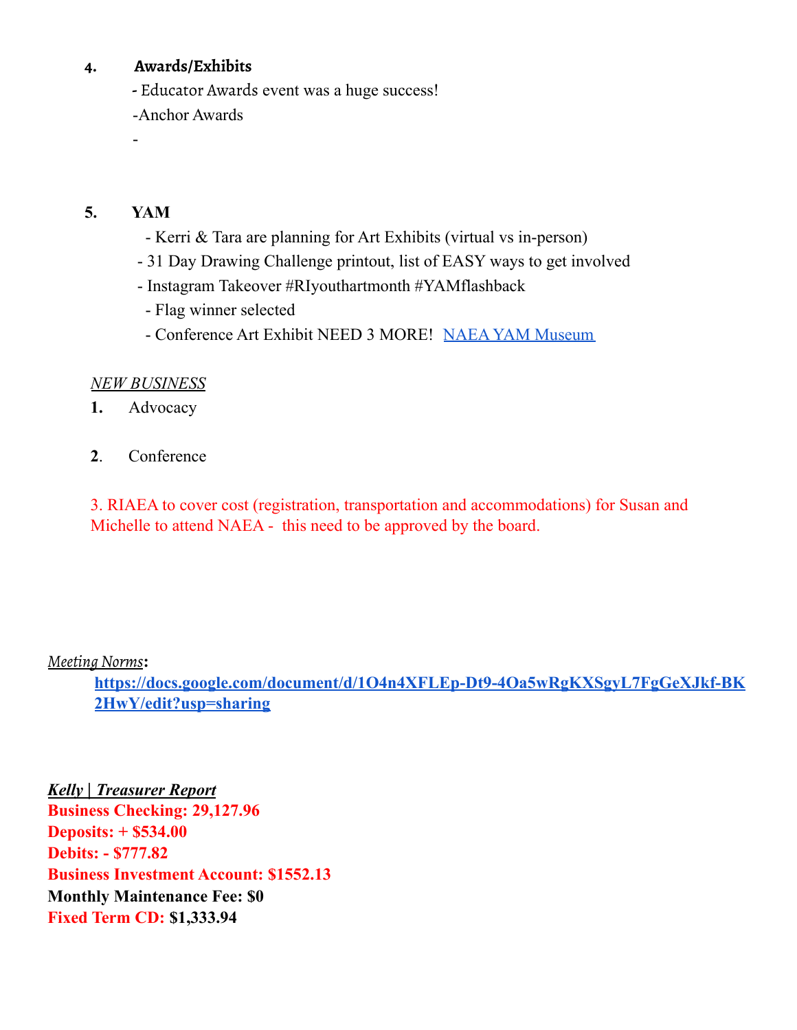4. **Awards/Exhibits**
   - Educator Awards event was a huge success!
   - Anchor Awards
   -

5. **YAM**
   - Kerri & Tara are planning for Art Exhibits (virtual vs in-person)
   - 31 Day Drawing Challenge printout, list of EASY ways to get involved
   - Instagram Takeover #RIyouthartmonth #YAMflashback
   - Flag winner selected
   - Conference Art Exhibit NEED 3 MORE! [NAEA YAM Museum]()

*NEW BUSINESS*

1. Advocacy

2. Conference

3. RIAEA to cover cost (registration, transportation and accommodations) for Susan and Michelle to attend NAEA - this need to be approved by the board.

*Meeting Norms*:

**https://docs.google.com/document/d/1O4n4XFLEp-Dt9-4Oa5wRgKXSgyL7FgGeXJkf-BK2HwY/edit?usp=sharing**

***Kelly | Treasurer Report***

**Business Checking: 29,127.96**

**Deposits: + $534.00**

**Debits: - $777.82**

**Business Investment Account: $1552.13**

**Monthly Maintenance Fee: $0**

**Fixed Term CD: $1,333.94**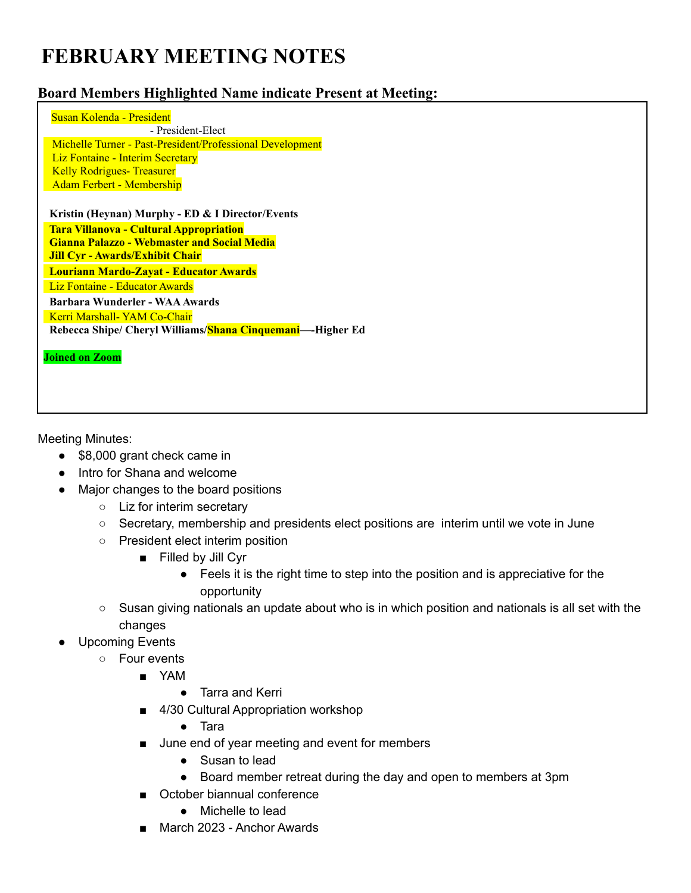# FEBRUARY MEETING NOTES

## Board Members Highlighted Name indicate Present at Meeting:

Susan Kolenda - President
- President-Elect
Michelle Turner - Past-President/Professional Development
Liz Fontaine - Interim Secretary
Kelly Rodrigues- Treasurer
Adam Ferbert - Membership

**Kristin (Heynan) Murphy - ED & I Director/Events**
**Tara Villanova - Cultural Appropriation**
**Gianna Palazzo - Webmaster and Social Media**
**Jill Cyr - Awards/Exhibit Chair**
**Louriann Mardo-Zayat - Educator Awards**
Liz Fontaine - Educator Awards
**Barbara Wunderler - WAA Awards**
Kerri Marshall- YAM Co-Chair
**Rebecca Shipe/ Cheryl Williams/Shana Cinquemani—-Higher Ed**

**Joined on Zoom**

Meeting Minutes:

- $8,000 grant check came in
- Intro for Shana and welcome
- Major changes to the board positions
  - Liz for interim secretary
  - Secretary, membership and presidents elect positions are interim until we vote in June
  - President elect interim position
    - Filled by Jill Cyr
      - Feels it is the right time to step into the position and is appreciative for the opportunity
  - Susan giving nationals an update about who is in which position and nationals is all set with the changes
- Upcoming Events
  - Four events
    - YAM
      - Tarra and Kerri
    - 4/30 Cultural Appropriation workshop
      - Tara
    - June end of year meeting and event for members
      - Susan to lead
      - Board member retreat during the day and open to members at 3pm
    - October biannual conference
      - Michelle to lead
    - March 2023 - Anchor Awards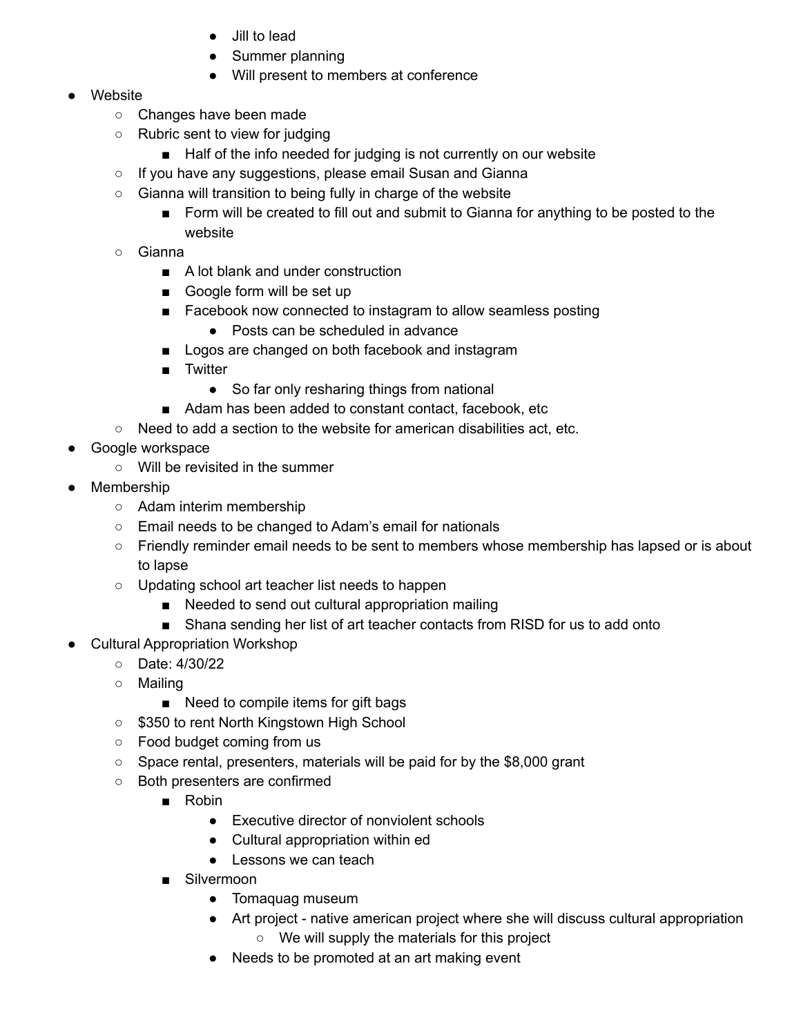- Jill to lead
        - Summer planning
        - Will present to members at conference
- Website
    - Changes have been made
    - Rubric sent to view for judging
        - Half of the info needed for judging is not currently on our website
    - If you have any suggestions, please email Susan and Gianna
    - Gianna will transition to being fully in charge of the website
        - Form will be created to fill out and submit to Gianna for anything to be posted to the website
    - Gianna
        - A lot blank and under construction
        - Google form will be set up
        - Facebook now connected to instagram to allow seamless posting
            - Posts can be scheduled in advance
        - Logos are changed on both facebook and instagram
        - Twitter
            - So far only resharing things from national
        - Adam has been added to constant contact, facebook, etc
    - Need to add a section to the website for american disabilities act, etc.
- Google workspace
    - Will be revisited in the summer
- Membership
    - Adam interim membership
    - Email needs to be changed to Adam's email for nationals
    - Friendly reminder email needs to be sent to members whose membership has lapsed or is about to lapse
    - Updating school art teacher list needs to happen
        - Needed to send out cultural appropriation mailing
        - Shana sending her list of art teacher contacts from RISD for us to add onto
- Cultural Appropriation Workshop
    - Date: 4/30/22
    - Mailing
        - Need to compile items for gift bags
    - $350 to rent North Kingstown High School
    - Food budget coming from us
    - Space rental, presenters, materials will be paid for by the $8,000 grant
    - Both presenters are confirmed
        - Robin
            - Executive director of nonviolent schools
            - Cultural appropriation within ed
            - Lessons we can teach
        - Silvermoon
            - Tomaquag museum
            - Art project - native american project where she will discuss cultural appropriation
                - We will supply the materials for this project
            - Needs to be promoted at an art making event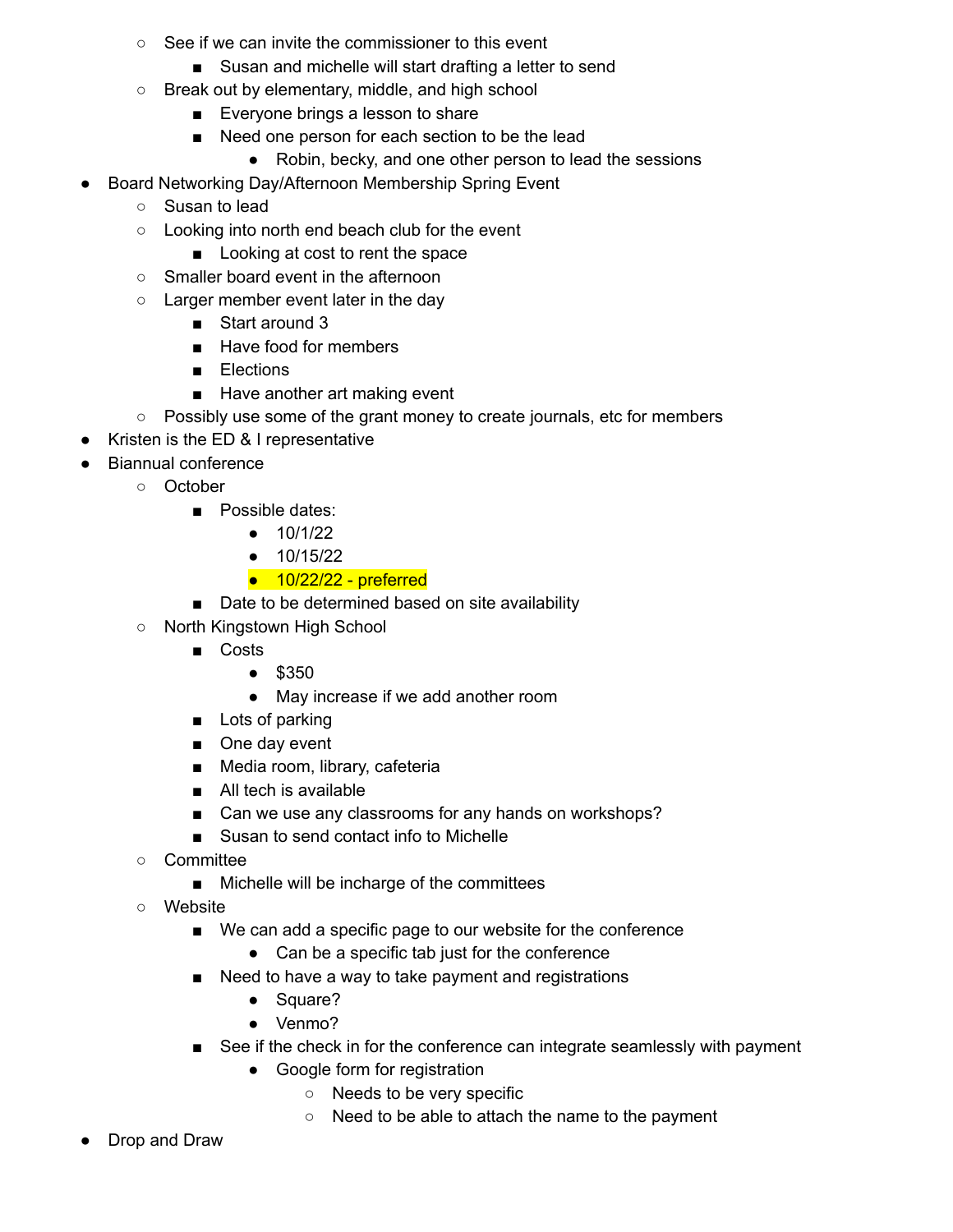- See if we can invite the commissioner to this event
        - Susan and michelle will start drafting a letter to send
    - Break out by elementary, middle, and high school
        - Everyone brings a lesson to share
        - Need one person for each section to be the lead
            - Robin, becky, and one other person to lead the sessions
- Board Networking Day/Afternoon Membership Spring Event
    - Susan to lead
    - Looking into north end beach club for the event
        - Looking at cost to rent the space
    - Smaller board event in the afternoon
    - Larger member event later in the day
        - Start around 3
        - Have food for members
        - Elections
        - Have another art making event
    - Possibly use some of the grant money to create journals, etc for members
- Kristen is the ED & I representative
- Biannual conference
    - October
        - Possible dates:
            - 10/1/22
            - 10/15/22
            - 10/22/22 - preferred
        - Date to be determined based on site availability
    - North Kingstown High School
        - Costs
            - $350
            - May increase if we add another room
        - Lots of parking
        - One day event
        - Media room, library, cafeteria
        - All tech is available
        - Can we use any classrooms for any hands on workshops?
        - Susan to send contact info to Michelle
    - Committee
        - Michelle will be incharge of the committees
    - Website
        - We can add a specific page to our website for the conference
            - Can be a specific tab just for the conference
        - Need to have a way to take payment and registrations
            - Square?
            - Venmo?
        - See if the check in for the conference can integrate seamlessly with payment
            - Google form for registration
                - Needs to be very specific
                - Need to be able to attach the name to the payment
- Drop and Draw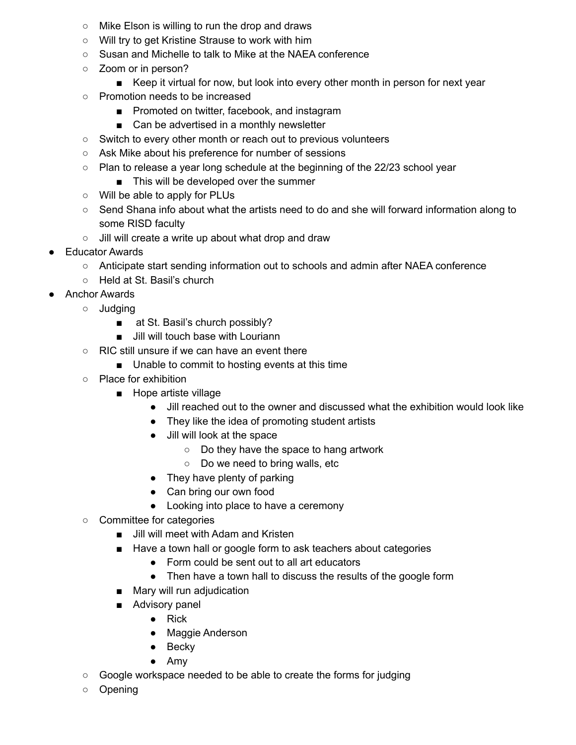- Mike Elson is willing to run the drop and draws
    - Will try to get Kristine Strause to work with him
    - Susan and Michelle to talk to Mike at the NAEA conference
    - Zoom or in person?
        - Keep it virtual for now, but look into every other month in person for next year
    - Promotion needs to be increased
        - Promoted on twitter, facebook, and instagram
        - Can be advertised in a monthly newsletter
    - Switch to every other month or reach out to previous volunteers
    - Ask Mike about his preference for number of sessions
    - Plan to release a year long schedule at the beginning of the 22/23 school year
        - This will be developed over the summer
    - Will be able to apply for PLUs
    - Send Shana info about what the artists need to do and she will forward information along to some RISD faculty
    - Jill will create a write up about what drop and draw
- Educator Awards
    - Anticipate start sending information out to schools and admin after NAEA conference
    - Held at St. Basil's church
- Anchor Awards
    - Judging
        - at St. Basil's church possibly?
        - Jill will touch base with Louriann
    - RIC still unsure if we can have an event there
        - Unable to commit to hosting events at this time
    - Place for exhibition
        - Hope artiste village
            - Jill reached out to the owner and discussed what the exhibition would look like
            - They like the idea of promoting student artists
            - Jill will look at the space
                - Do they have the space to hang artwork
                - Do we need to bring walls, etc
            - They have plenty of parking
            - Can bring our own food
            - Looking into place to have a ceremony
    - Committee for categories
        - Jill will meet with Adam and Kristen
        - Have a town hall or google form to ask teachers about categories
            - Form could be sent out to all art educators
            - Then have a town hall to discuss the results of the google form
        - Mary will run adjudication
        - Advisory panel
            - Rick
            - Maggie Anderson
            - Becky
            - Amy
    - Google workspace needed to be able to create the forms for judging
    - Opening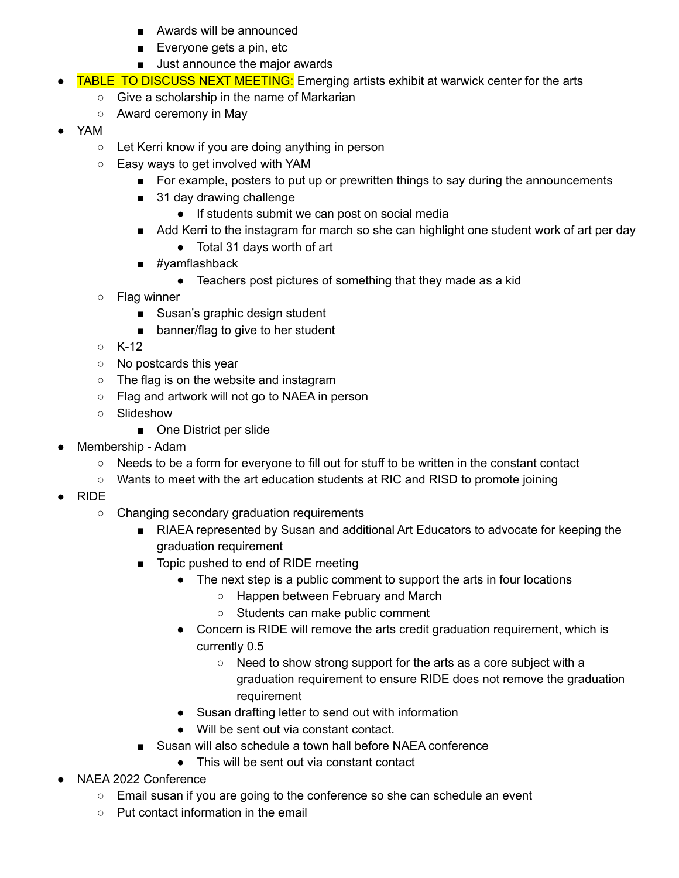- Awards will be announced
        - Everyone gets a pin, etc
        - Just announce the major awards
- TABLE TO DISCUSS NEXT MEETING: Emerging artists exhibit at warwick center for the arts
    - Give a scholarship in the name of Markarian
    - Award ceremony in May
- YAM
    - Let Kerri know if you are doing anything in person
    - Easy ways to get involved with YAM
        - For example, posters to put up or prewritten things to say during the announcements
        - 31 day drawing challenge
            - If students submit we can post on social media
        - Add Kerri to the instagram for march so she can highlight one student work of art per day
            - Total 31 days worth of art
        - #yamflashback
            - Teachers post pictures of something that they made as a kid
    - Flag winner
        - Susan's graphic design student
        - banner/flag to give to her student
    - K-12
    - No postcards this year
    - The flag is on the website and instagram
    - Flag and artwork will not go to NAEA in person
    - Slideshow
        - One District per slide
- Membership - Adam
    - Needs to be a form for everyone to fill out for stuff to be written in the constant contact
    - Wants to meet with the art education students at RIC and RISD to promote joining
- RIDE
    - Changing secondary graduation requirements
        - RIAEA represented by Susan and additional Art Educators to advocate for keeping the graduation requirement
        - Topic pushed to end of RIDE meeting
            - The next step is a public comment to support the arts in four locations
                - Happen between February and March
                - Students can make public comment
            - Concern is RIDE will remove the arts credit graduation requirement, which is currently 0.5
                - Need to show strong support for the arts as a core subject with a graduation requirement to ensure RIDE does not remove the graduation requirement
            - Susan drafting letter to send out with information
            - Will be sent out via constant contact.
        - Susan will also schedule a town hall before NAEA conference
            - This will be sent out via constant contact
- NAEA 2022 Conference
    - Email susan if you are going to the conference so she can schedule an event
    - Put contact information in the email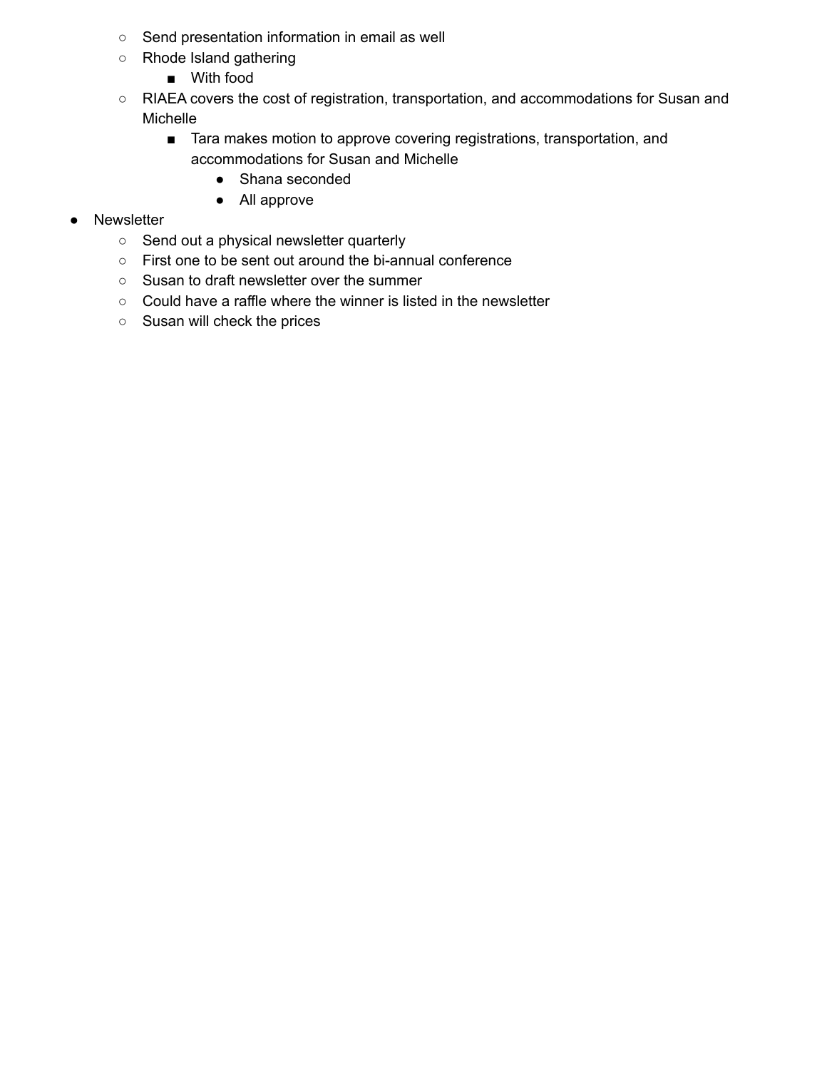- Send presentation information in email as well
    - Rhode Island gathering
        - With food
    - RIAEA covers the cost of registration, transportation, and accommodations for Susan and Michelle
        - Tara makes motion to approve covering registrations, transportation, and accommodations for Susan and Michelle
            - Shana seconded
            - All approve
- Newsletter
    - Send out a physical newsletter quarterly
    - First one to be sent out around the bi-annual conference
    - Susan to draft newsletter over the summer
    - Could have a raffle where the winner is listed in the newsletter
    - Susan will check the prices